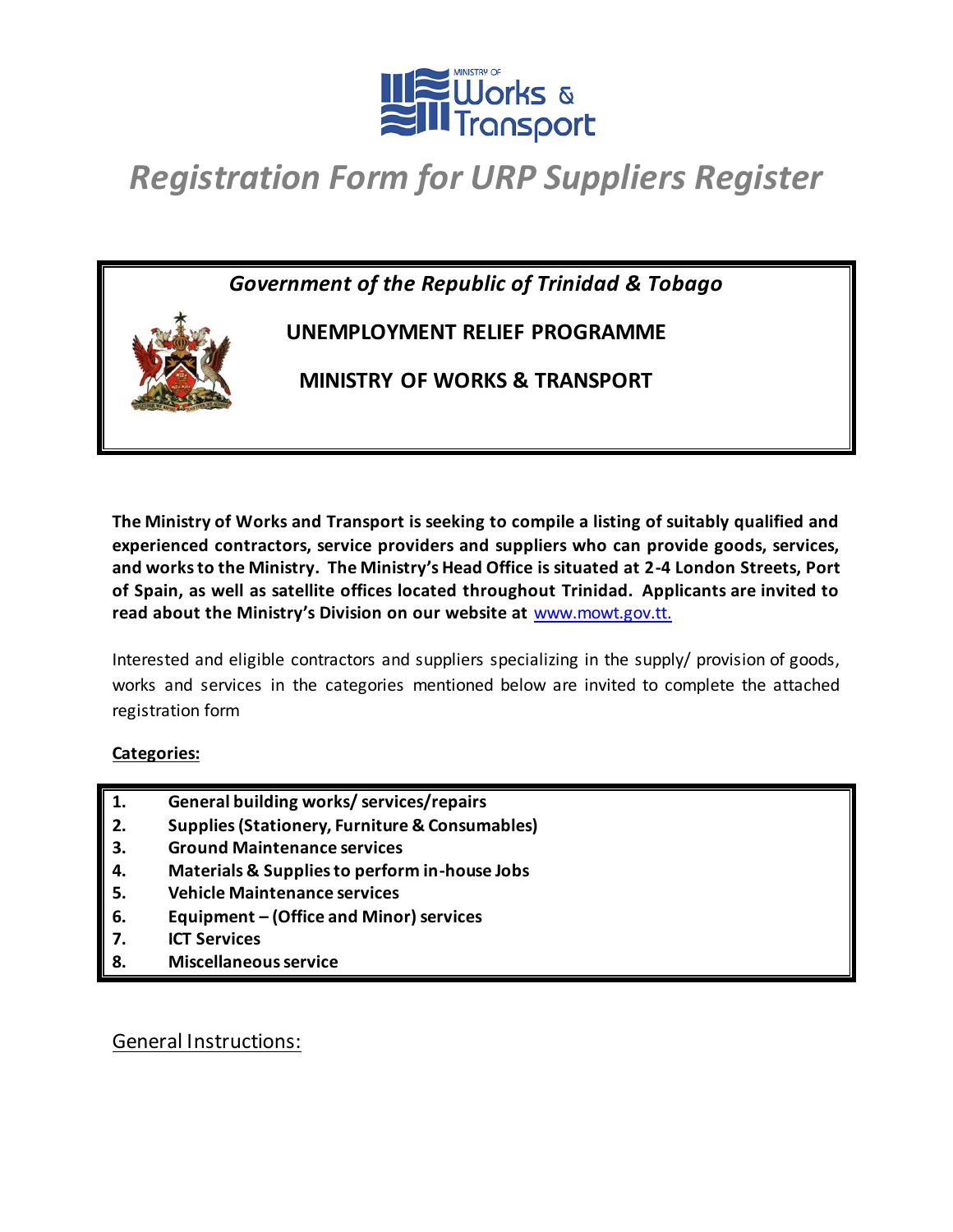# Registration Form for URP Suppliers Register

*Government of the Republic of Trinidad & Tobago*

**UNEMPLOYMENT RELIEF PROGRAMME**

**MINISTRY OF WORKS & TRANSPORT**

**The Ministry of Works and Transport is seeking to compile a listing of suitably qualified and experienced contractors, service providers and suppliers who can provide goods, services, and works to the Ministry. The Ministry's Head Office is situated at 2-4 London Streets, Port of Spain, as well as satellite offices located throughout Trinidad. Applicants are invited to read about the Ministry's Division on our website at** www.mowt.gov.tt.

Interested and eligible contractors and suppliers specializing in the supply/ provision of goods, works and services in the categories mentioned below are invited to complete the attached registration form

**Categories:**

1. **General building works/ services/repairs**
2. **Supplies (Stationery, Furniture & Consumables)**
3. **Ground Maintenance services**
4. **Materials & Supplies to perform in-house Jobs**
5. **Vehicle Maintenance services**
6. **Equipment – (Office and Minor) services**
7. **ICT Services**
8. **Miscellaneous service**

## General Instructions: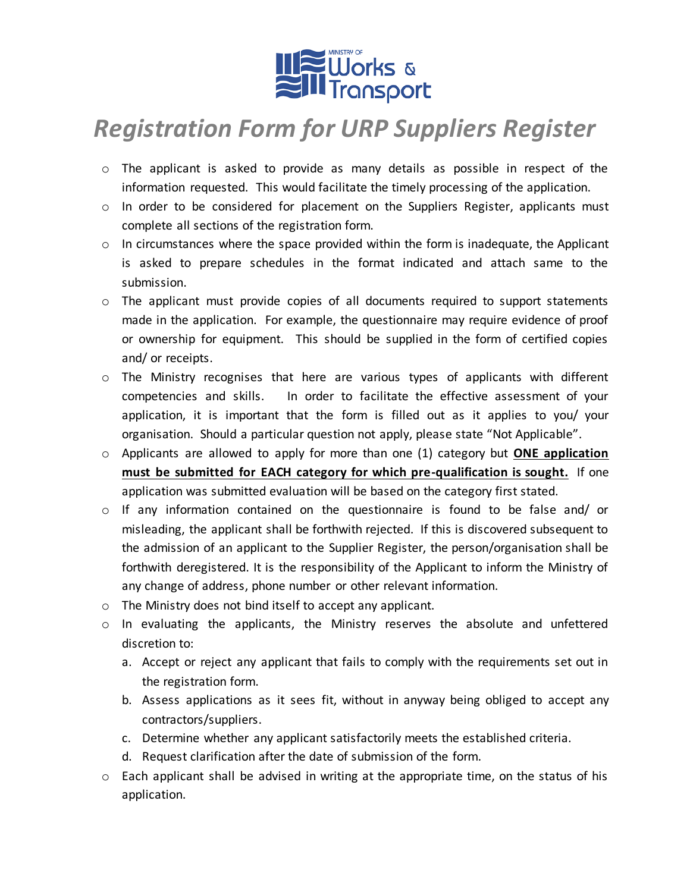# *Registration Form for URP Suppliers Register*

- The applicant is asked to provide as many details as possible in respect of the information requested. This would facilitate the timely processing of the application.
- In order to be considered for placement on the Suppliers Register, applicants must complete all sections of the registration form.
- In circumstances where the space provided within the form is inadequate, the Applicant is asked to prepare schedules in the format indicated and attach same to the submission.
- The applicant must provide copies of all documents required to support statements made in the application. For example, the questionnaire may require evidence of proof or ownership for equipment. This should be supplied in the form of certified copies and/ or receipts.
- The Ministry recognises that here are various types of applicants with different competencies and skills. In order to facilitate the effective assessment of your application, it is important that the form is filled out as it applies to you/ your organisation. Should a particular question not apply, please state "Not Applicable".
- Applicants are allowed to apply for more than one (1) category but **ONE application must be submitted for EACH category for which pre-qualification is sought.** If one application was submitted evaluation will be based on the category first stated.
- If any information contained on the questionnaire is found to be false and/ or misleading, the applicant shall be forthwith rejected. If this is discovered subsequent to the admission of an applicant to the Supplier Register, the person/organisation shall be forthwith deregistered. It is the responsibility of the Applicant to inform the Ministry of any change of address, phone number or other relevant information.
- The Ministry does not bind itself to accept any applicant.
- In evaluating the applicants, the Ministry reserves the absolute and unfettered discretion to:
  a. Accept or reject any applicant that fails to comply with the requirements set out in the registration form.
  b. Assess applications as it sees fit, without in anyway being obliged to accept any contractors/suppliers.
  c. Determine whether any applicant satisfactorily meets the established criteria.
  d. Request clarification after the date of submission of the form.
- Each applicant shall be advised in writing at the appropriate time, on the status of his application.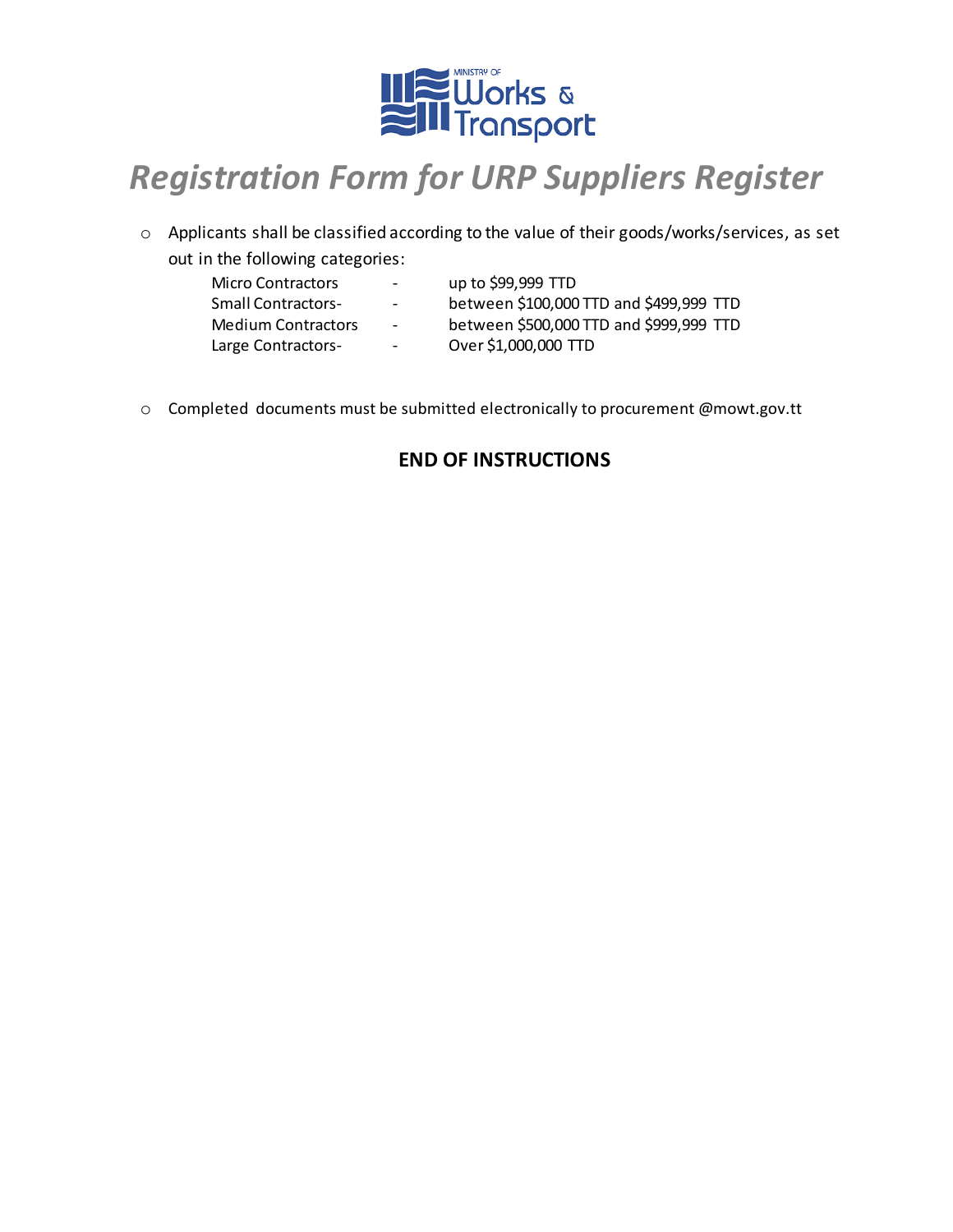# Registration Form for URP Suppliers Register

- Applicants shall be classified according to the value of their goods/works/services, as set out in the following categories:

| | | |
|---|---|---|
| Micro Contractors | - | up to $99,999 TTD |
| Small Contractors- | - | between $100,000 TTD and $499,999 TTD |
| Medium Contractors | - | between $500,000 TTD and $999,999 TTD |
| Large Contractors- | - | Over $1,000,000 TTD |

- Completed documents must be submitted electronically to procurement @mowt.gov.tt

**END OF INSTRUCTIONS**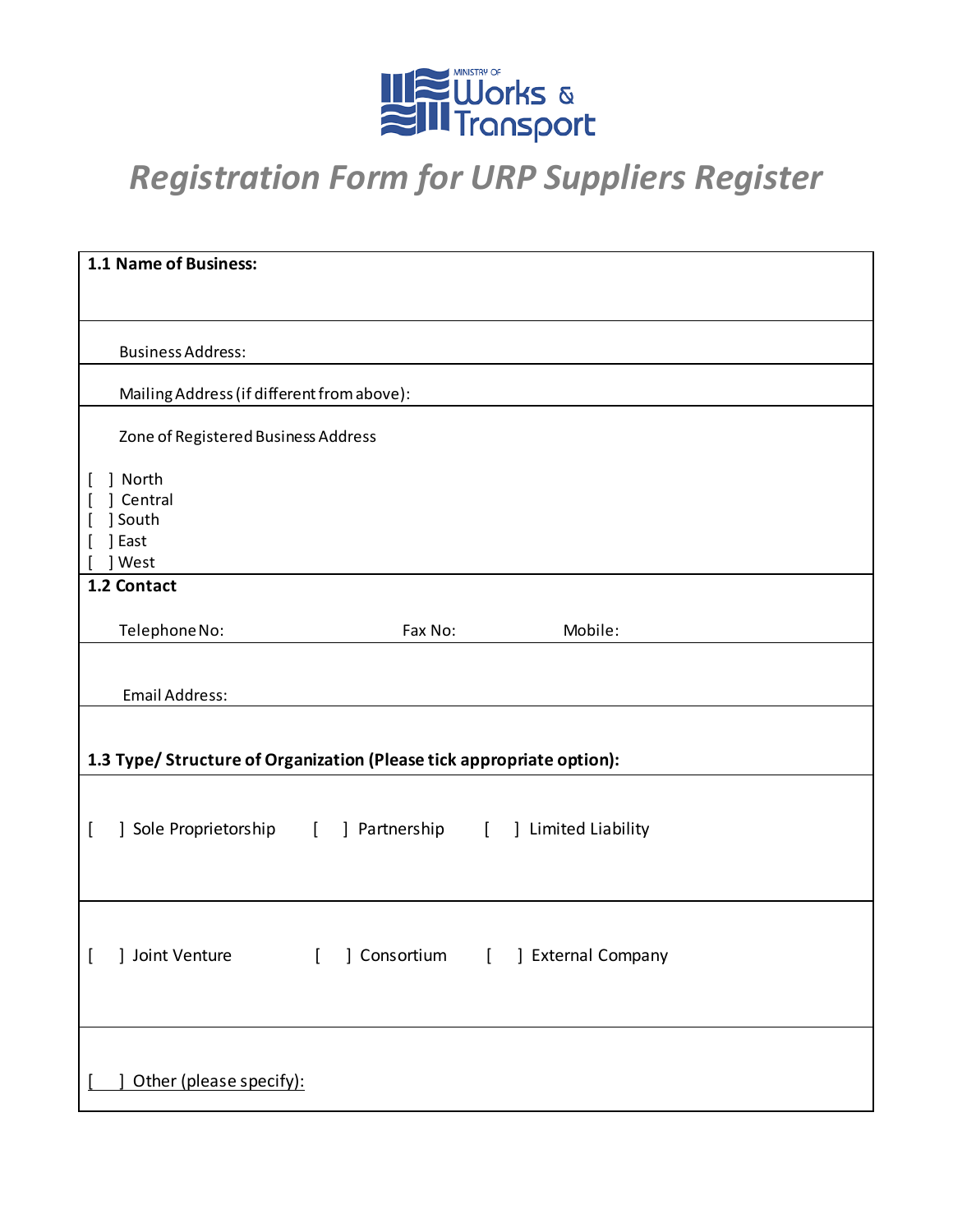Ministry of Works & Transport

# *Registration Form for URP Suppliers Register*

**1.1 Name of Business:**

Business Address:

Mailing Address (if different from above):

Zone of Registered Business Address

[ ] North
[ ] Central
[ ] South
[ ] East
[ ] West

**1.2 Contact**

Telephone No: Fax No: Mobile:

Email Address:

**1.3 Type/ Structure of Organization (Please tick appropriate option):**

[ ] Sole Proprietorship [ ] Partnership [ ] Limited Liability

[ ] Joint Venture [ ] Consortium [ ] External Company

[ ] Other (please specify):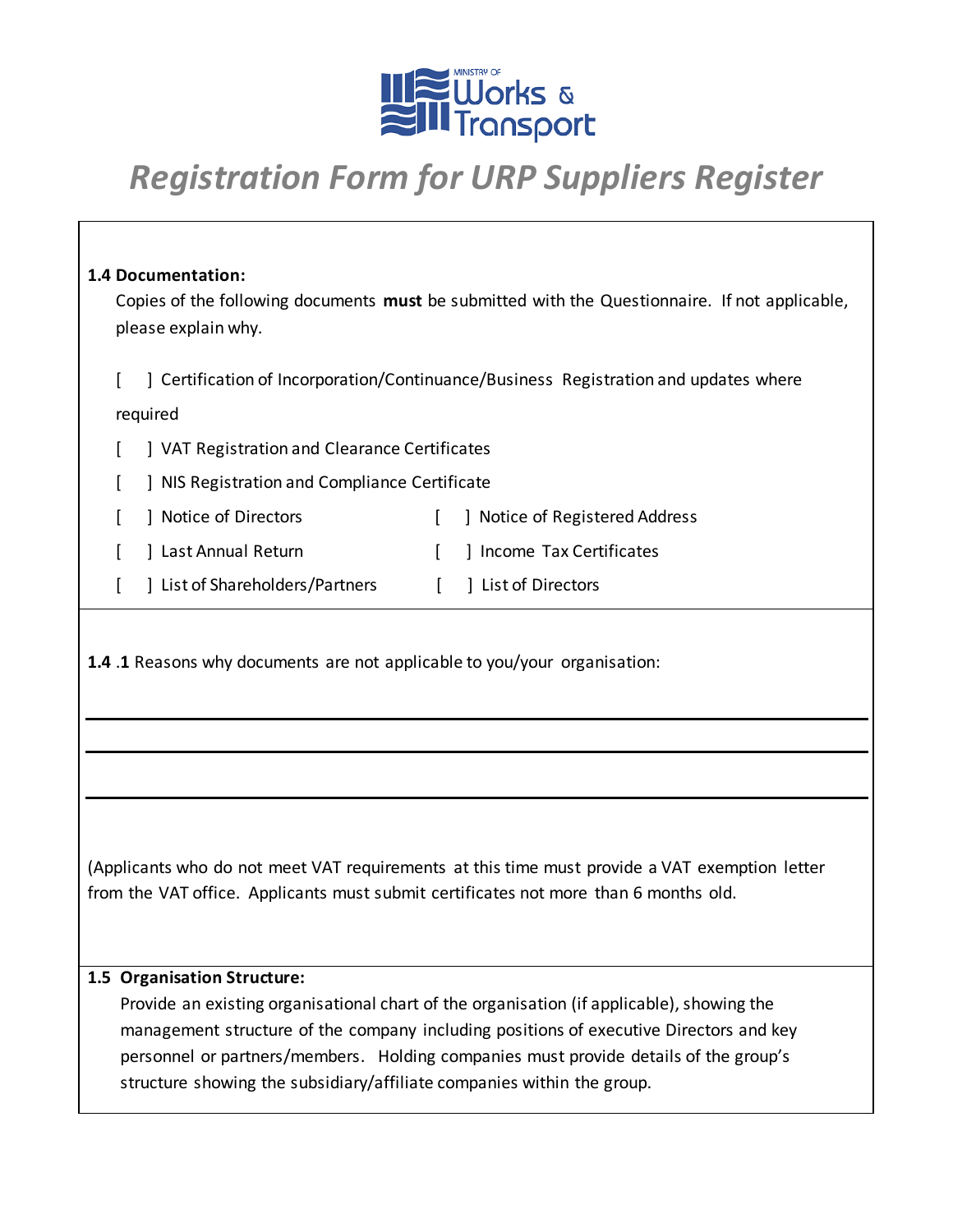# Registration Form for URP Suppliers Register

**1.4 Documentation:**

Copies of the following documents **must** be submitted with the Questionnaire. If not applicable, please explain why.

[ ] Certification of Incorporation/Continuance/Business Registration and updates where required

[ ] VAT Registration and Clearance Certificates

[ ] NIS Registration and Compliance Certificate

[ ] Notice of Directors  [ ] Notice of Registered Address

[ ] Last Annual Return  [ ] Income Tax Certificates

[ ] List of Shareholders/Partners  [ ] List of Directors

**1.4 .1** Reasons why documents are not applicable to you/your organisation:

___

___

___

(Applicants who do not meet VAT requirements at this time must provide a VAT exemption letter from the VAT office. Applicants must submit certificates not more than 6 months old.

**1.5 Organisation Structure:**

Provide an existing organisational chart of the organisation (if applicable), showing the management structure of the company including positions of executive Directors and key personnel or partners/members. Holding companies must provide details of the group's structure showing the subsidiary/affiliate companies within the group.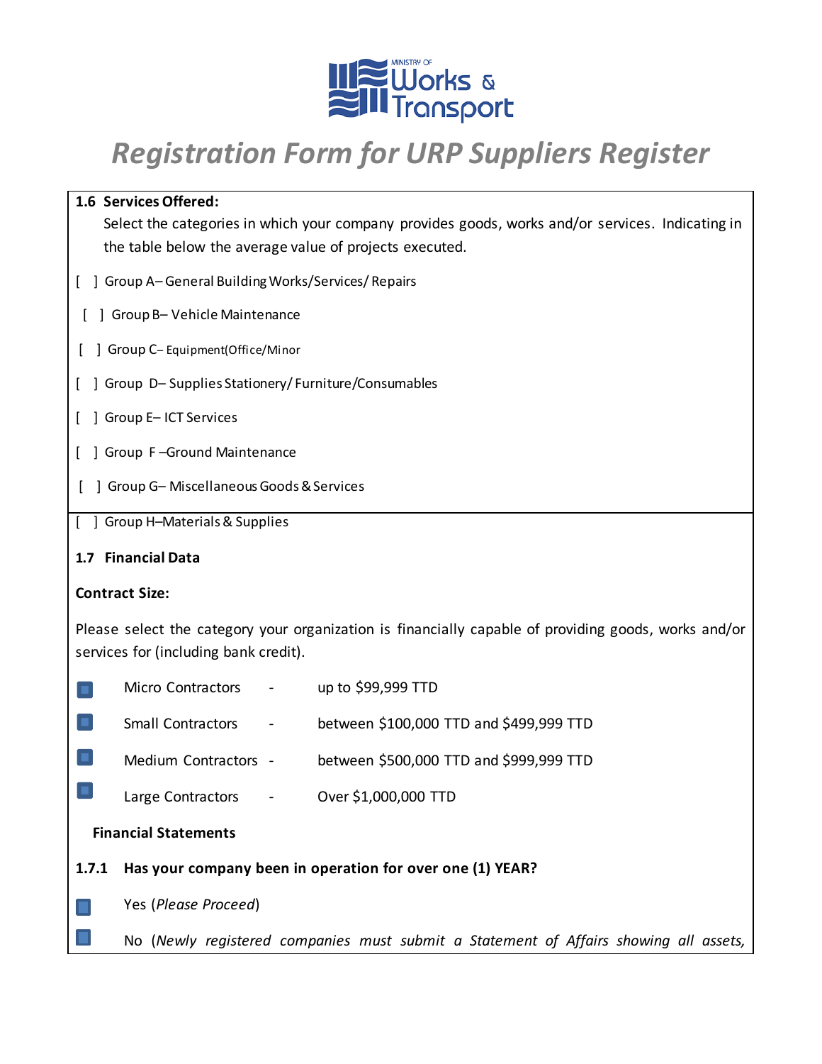# Registration Form for URP Suppliers Register

**1.6 Services Offered:**

Select the categories in which your company provides goods, works and/or services. Indicating in the table below the average value of projects executed.

[ ] Group A– General Building Works/Services/ Repairs

[ ] Group B– Vehicle Maintenance

[ ] Group C– Equipment(Office/Minor

[ ] Group D– Supplies Stationery/ Furniture/Consumables

[ ] Group E– ICT Services

[ ] Group F –Ground Maintenance

[ ] Group G– Miscellaneous Goods & Services

[ ] Group H–Materials & Supplies

**1.7 Financial Data**

**Contract Size:**

Please select the category your organization is financially capable of providing goods, works and/or services for (including bank credit).

- Micro Contractors - up to $99,999 TTD
- Small Contractors - between $100,000 TTD and $499,999 TTD
- Medium Contractors - between $500,000 TTD and $999,999 TTD
- Large Contractors - Over $1,000,000 TTD

**Financial Statements**

**1.7.1 Has your company been in operation for over one (1) YEAR?**

- Yes (*Please Proceed*)
- No (*Newly registered companies must submit a Statement of Affairs showing all assets,*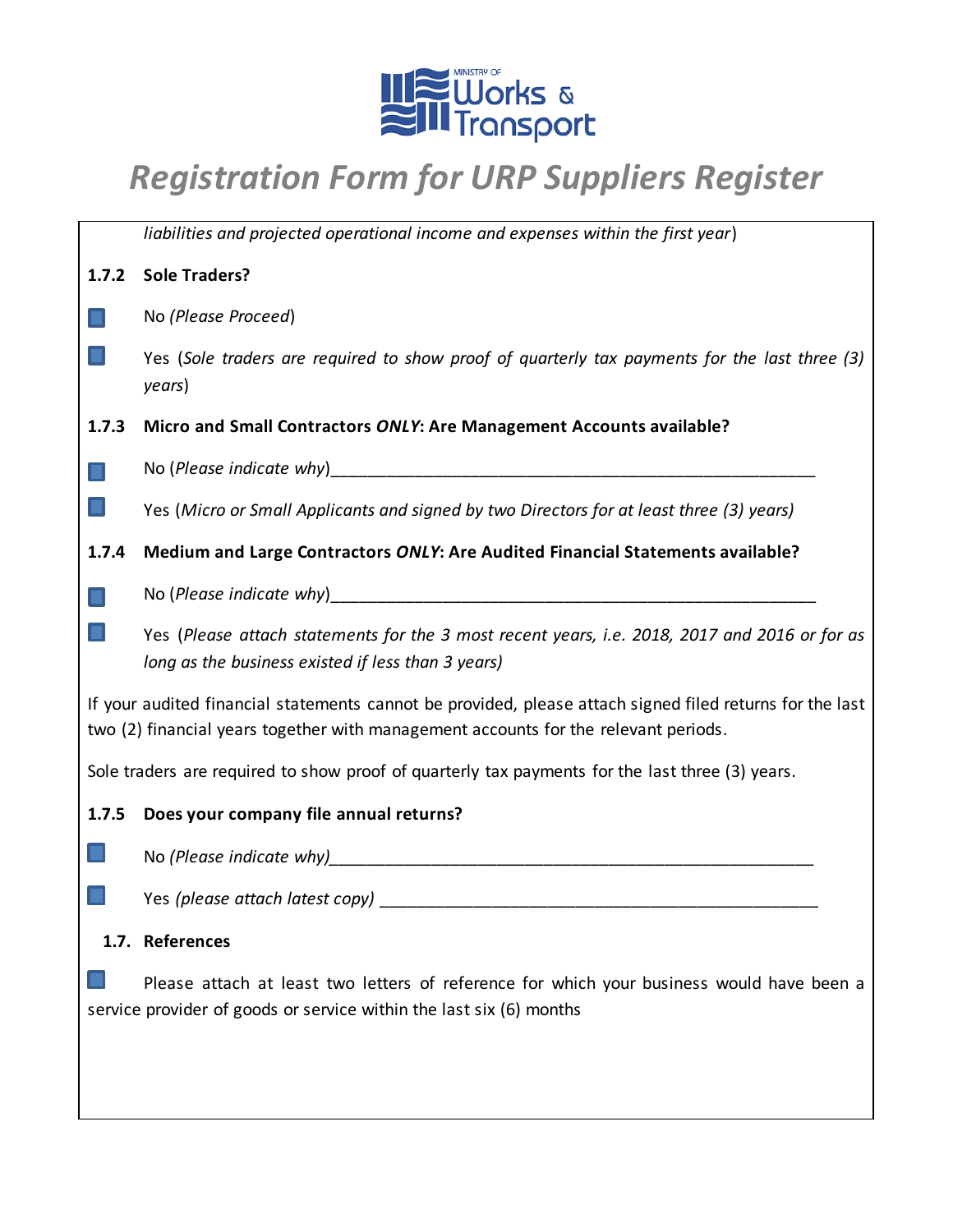*liabilities and projected operational income and expenses within the first year*)

**1.7.2 Sole Traders?**

☐ No *(Please Proceed*)

☐ Yes (*Sole traders are required to show proof of quarterly tax payments for the last three (3) years*)

**1.7.3 Micro and Small Contractors *ONLY*: Are Management Accounts available?**

☐ No (*Please indicate why*)_______________________________________________________

☐ Yes (*Micro or Small Applicants and signed by two Directors for at least three (3) years)*

**1.7.4 Medium and Large Contractors *ONLY*: Are Audited Financial Statements available?**

☐ No (*Please indicate why*)_______________________________________________________

☐ Yes (*Please attach statements for the 3 most recent years, i.e. 2018, 2017 and 2016 or for as long as the business existed if less than 3 years)*

If your audited financial statements cannot be provided, please attach signed filed returns for the last two (2) financial years together with management accounts for the relevant periods.

Sole traders are required to show proof of quarterly tax payments for the last three (3) years.

**1.7.5 Does your company file annual returns?**

☐ No *(Please indicate why)*_______________________________________________________

☐ Yes *(please attach latest copy)* _______________________________________________

**1.7. References**

☐ Please attach at least two letters of reference for which your business would have been a service provider of goods or service within the last six (6) months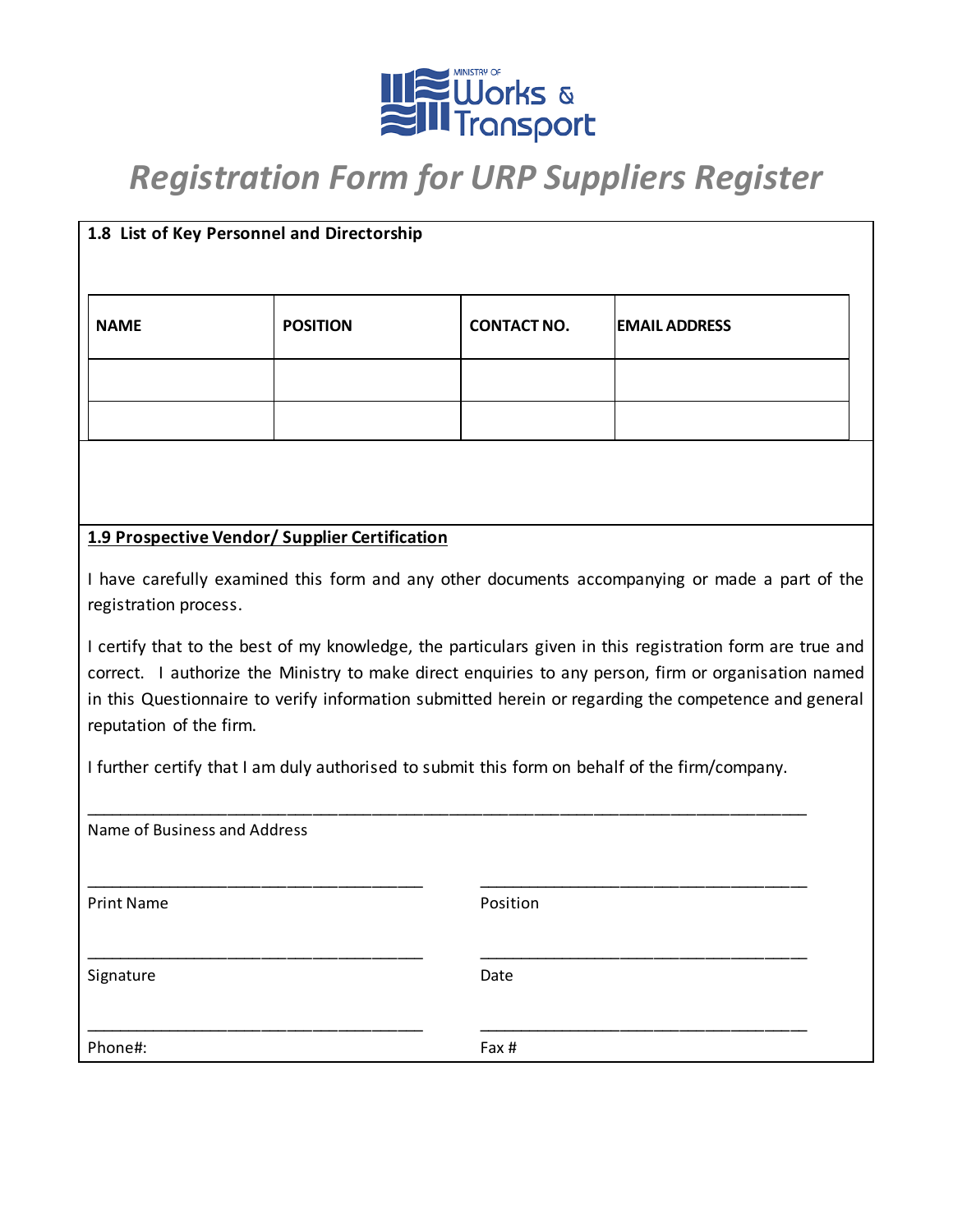# *Registration Form for URP Suppliers Register*

**1.8 List of Key Personnel and Directorship**

| NAME | POSITION | CONTACT NO. | EMAIL ADDRESS |
|---|---|---|---|
| | | | |
| | | | |

**1.9 Prospective Vendor/ Supplier Certification**

I have carefully examined this form and any other documents accompanying or made a part of the registration process.

I certify that to the best of my knowledge, the particulars given in this registration form are true and correct. I authorize the Ministry to make direct enquiries to any person, firm or organisation named in this Questionnaire to verify information submitted herein or regarding the competence and general reputation of the firm.

I further certify that I am duly authorised to submit this form on behalf of the firm/company.

_______________________________________________

Name of Business and Address

_______________________ _______________________

Print Name Position

_______________________ _______________________

Signature Date

_______________________ _______________________

Phone#: Fax #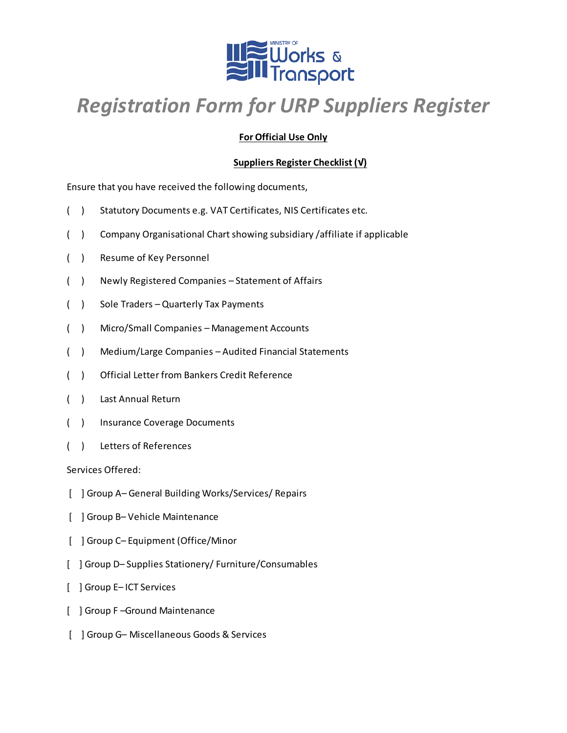# *Registration Form for URP Suppliers Register*

**<u>For Official Use Only</u>**

**<u>Suppliers Register Checklist (√)</u>**

Ensure that you have received the following documents,

( ) Statutory Documents e.g. VAT Certificates, NIS Certificates etc.

( ) Company Organisational Chart showing subsidiary /affiliate if applicable

( ) Resume of Key Personnel

( ) Newly Registered Companies – Statement of Affairs

( ) Sole Traders – Quarterly Tax Payments

( ) Micro/Small Companies – Management Accounts

( ) Medium/Large Companies – Audited Financial Statements

( ) Official Letter from Bankers Credit Reference

( ) Last Annual Return

( ) Insurance Coverage Documents

( ) Letters of References

Services Offered:

[ ] Group A– General Building Works/Services/ Repairs

[ ] Group B– Vehicle Maintenance

[ ] Group C– Equipment (Office/Minor

[ ] Group D– Supplies Stationery/ Furniture/Consumables

[ ] Group E– ICT Services

[ ] Group F –Ground Maintenance

[ ] Group G– Miscellaneous Goods & Services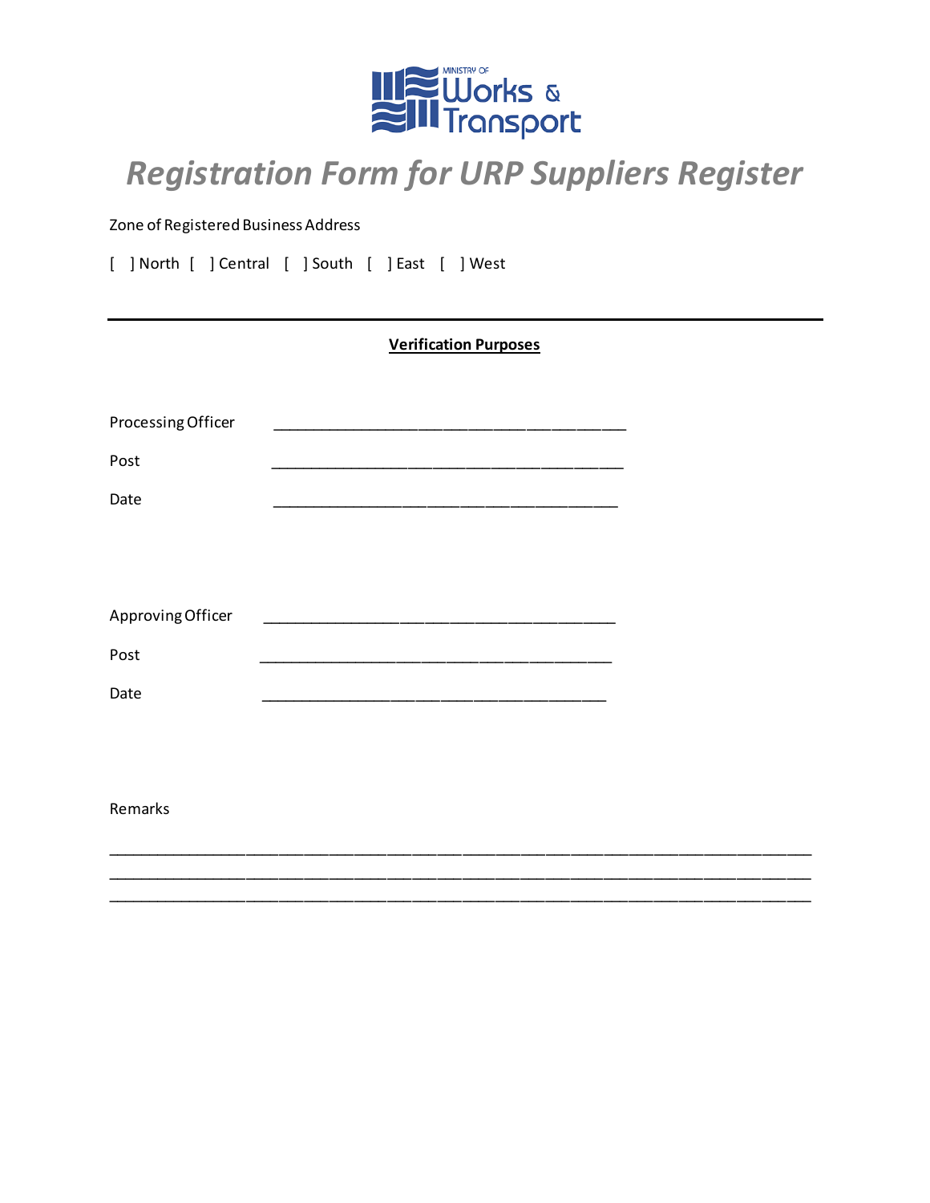MINISTRY OF Works & Transport

# *Registration Form for URP Suppliers Register*

Zone of Registered Business Address

[ ] North [ ] Central [ ] South [ ] East [ ] West

---

**Verification Purposes**

Processing Officer ________________________________________

Post ________________________________________

Date ________________________________________

Approving Officer ________________________________________

Post ________________________________________

Date ________________________________________

Remarks

________________________________________________________________________________
________________________________________________________________________________
________________________________________________________________________________